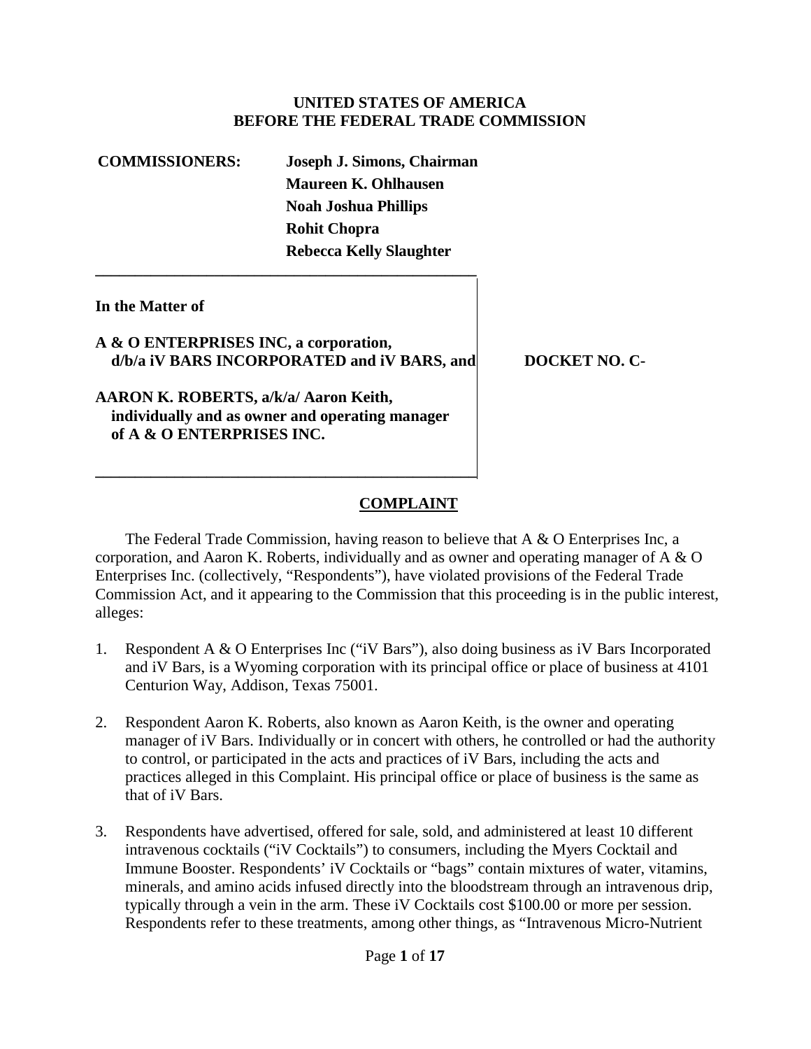**UNITED STATES OF AMERICA**
**BEFORE THE FEDERAL TRADE COMMISSION**

**COMMISSIONERS:** **Joseph J. Simons, Chairman**
**Maureen K. Ohlhausen**
**Noah Joshua Phillips**
**Rohit Chopra**
**Rebecca Kelly Slaughter**

---

**In the Matter of**

**A & O ENTERPRISES INC, a corporation, d/b/a iV BARS INCORPORATED and iV BARS, and**

**AARON K. ROBERTS, a/k/a/ Aaron Keith, individually and as owner and operating manager of A & O ENTERPRISES INC.**

**DOCKET NO. C-**

---

## COMPLAINT

The Federal Trade Commission, having reason to believe that A & O Enterprises Inc, a corporation, and Aaron K. Roberts, individually and as owner and operating manager of A & O Enterprises Inc. (collectively, "Respondents"), have violated provisions of the Federal Trade Commission Act, and it appearing to the Commission that this proceeding is in the public interest, alleges:

1. Respondent A & O Enterprises Inc ("iV Bars"), also doing business as iV Bars Incorporated and iV Bars, is a Wyoming corporation with its principal office or place of business at 4101 Centurion Way, Addison, Texas 75001.

2. Respondent Aaron K. Roberts, also known as Aaron Keith, is the owner and operating manager of iV Bars. Individually or in concert with others, he controlled or had the authority to control, or participated in the acts and practices of iV Bars, including the acts and practices alleged in this Complaint. His principal office or place of business is the same as that of iV Bars.

3. Respondents have advertised, offered for sale, sold, and administered at least 10 different intravenous cocktails ("iV Cocktails") to consumers, including the Myers Cocktail and Immune Booster. Respondents' iV Cocktails or "bags" contain mixtures of water, vitamins, minerals, and amino acids infused directly into the bloodstream through an intravenous drip, typically through a vein in the arm. These iV Cocktails cost $100.00 or more per session. Respondents refer to these treatments, among other things, as "Intravenous Micro-Nutrient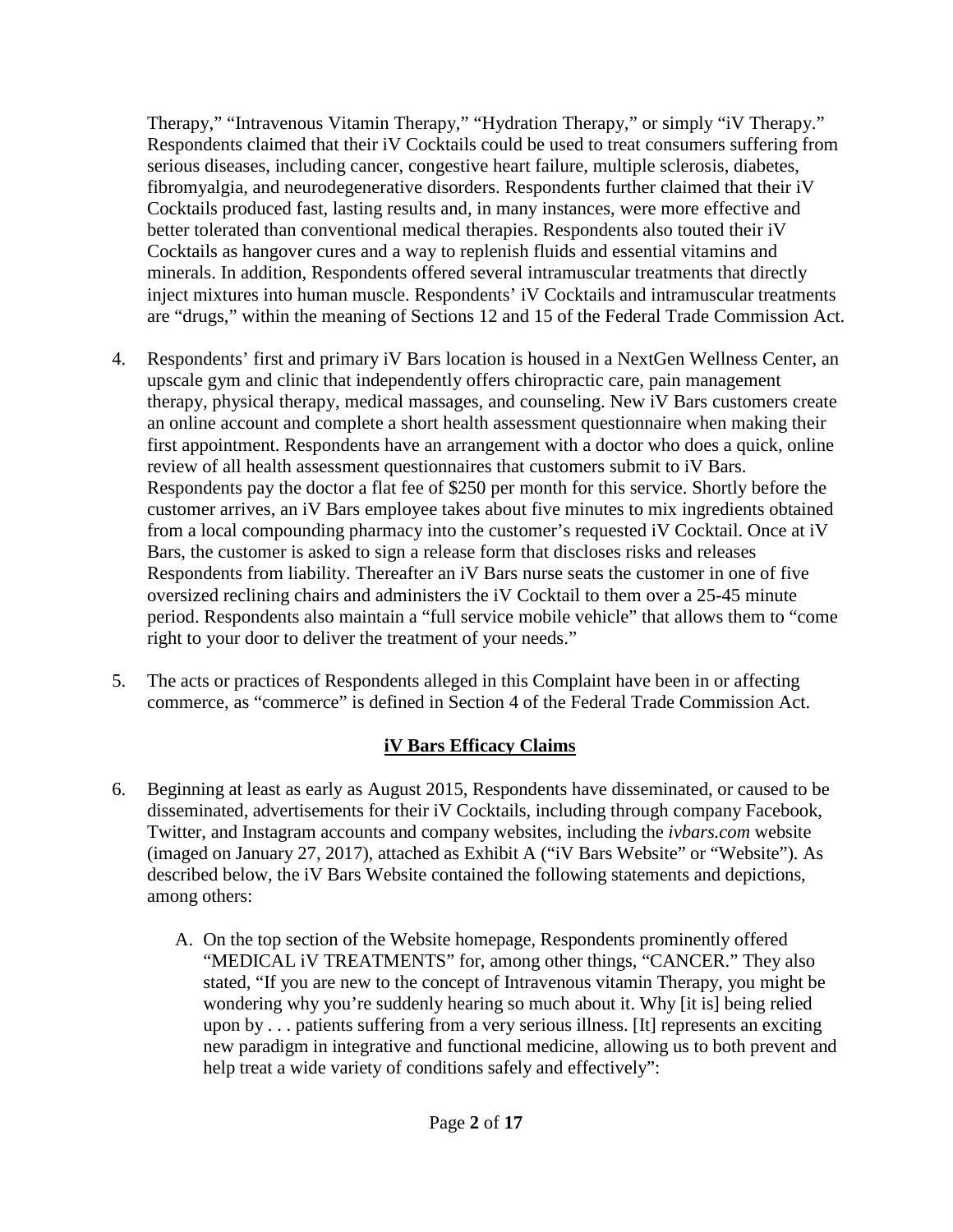Therapy," "Intravenous Vitamin Therapy," "Hydration Therapy," or simply "iV Therapy." Respondents claimed that their iV Cocktails could be used to treat consumers suffering from serious diseases, including cancer, congestive heart failure, multiple sclerosis, diabetes, fibromyalgia, and neurodegenerative disorders. Respondents further claimed that their iV Cocktails produced fast, lasting results and, in many instances, were more effective and better tolerated than conventional medical therapies. Respondents also touted their iV Cocktails as hangover cures and a way to replenish fluids and essential vitamins and minerals. In addition, Respondents offered several intramuscular treatments that directly inject mixtures into human muscle. Respondents' iV Cocktails and intramuscular treatments are "drugs," within the meaning of Sections 12 and 15 of the Federal Trade Commission Act.

4. Respondents' first and primary iV Bars location is housed in a NextGen Wellness Center, an upscale gym and clinic that independently offers chiropractic care, pain management therapy, physical therapy, medical massages, and counseling. New iV Bars customers create an online account and complete a short health assessment questionnaire when making their first appointment. Respondents have an arrangement with a doctor who does a quick, online review of all health assessment questionnaires that customers submit to iV Bars. Respondents pay the doctor a flat fee of $250 per month for this service. Shortly before the customer arrives, an iV Bars employee takes about five minutes to mix ingredients obtained from a local compounding pharmacy into the customer's requested iV Cocktail. Once at iV Bars, the customer is asked to sign a release form that discloses risks and releases Respondents from liability. Thereafter an iV Bars nurse seats the customer in one of five oversized reclining chairs and administers the iV Cocktail to them over a 25-45 minute period. Respondents also maintain a "full service mobile vehicle" that allows them to "come right to your door to deliver the treatment of your needs."

5. The acts or practices of Respondents alleged in this Complaint have been in or affecting commerce, as "commerce" is defined in Section 4 of the Federal Trade Commission Act.

## iV Bars Efficacy Claims

6. Beginning at least as early as August 2015, Respondents have disseminated, or caused to be disseminated, advertisements for their iV Cocktails, including through company Facebook, Twitter, and Instagram accounts and company websites, including the *ivbars.com* website (imaged on January 27, 2017), attached as Exhibit A ("iV Bars Website" or "Website"). As described below, the iV Bars Website contained the following statements and depictions, among others:

   A. On the top section of the Website homepage, Respondents prominently offered "MEDICAL iV TREATMENTS" for, among other things, "CANCER." They also stated, "If you are new to the concept of Intravenous vitamin Therapy, you might be wondering why you're suddenly hearing so much about it. Why [it is] being relied upon by . . . patients suffering from a very serious illness. [It] represents an exciting new paradigm in integrative and functional medicine, allowing us to both prevent and help treat a wide variety of conditions safely and effectively":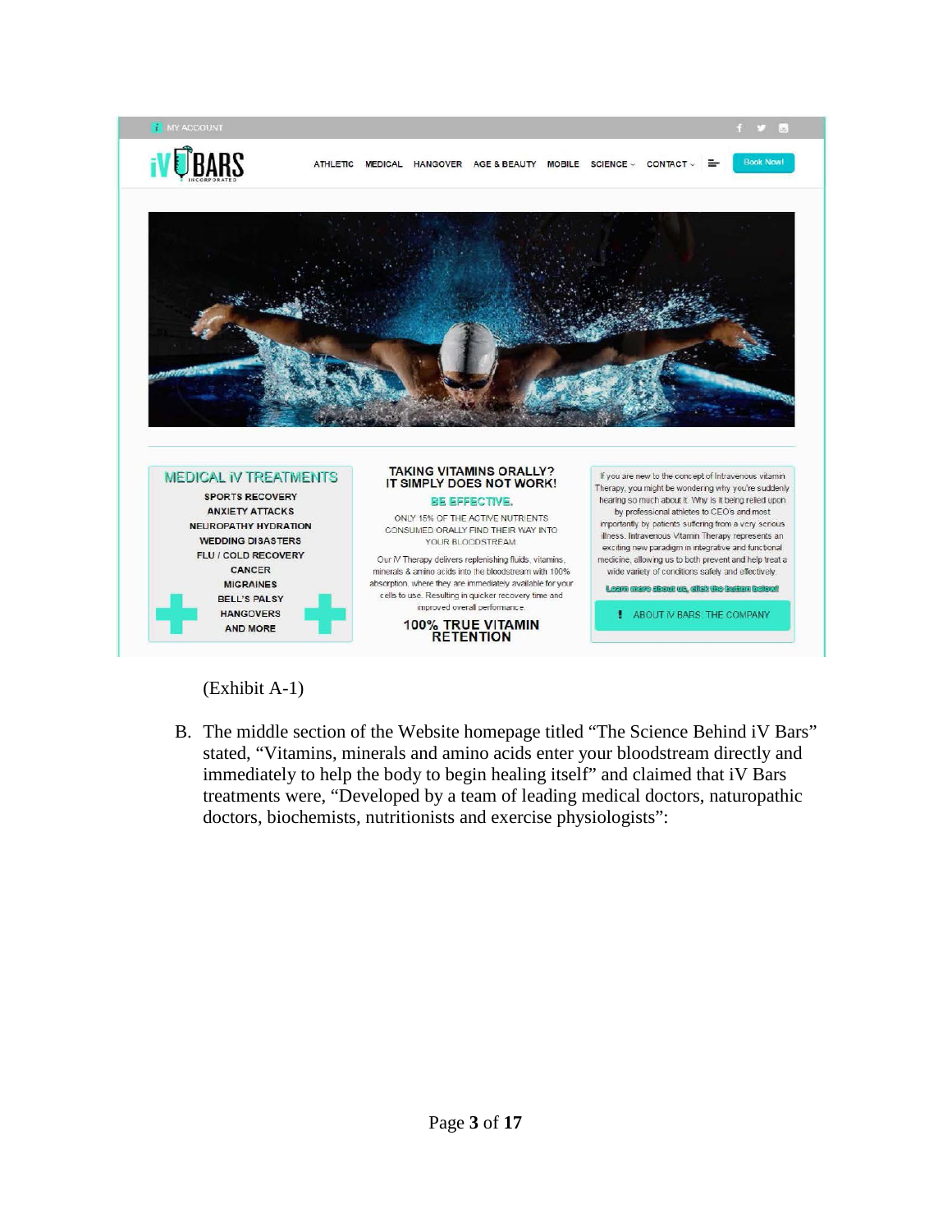MY ACCOUNT

**iV BARS** INCORPORATED

ATHLETIC MEDICAL HANGOVER AGE & BEAUTY MOBILE SCIENCE CONTACT Book Now!

**MEDICAL iV TREATMENTS**

SPORTS RECOVERY
ANXIETY ATTACKS
NEUROPATHY HYDRATION
WEDDING DISASTERS
FLU / COLD RECOVERY
CANCER
MIGRAINES
BELL'S PALSY
HANGOVERS
AND MORE

**TAKING VITAMINS ORALLY? IT SIMPLY DOES NOT WORK!**

**BE EFFECTIVE.**

ONLY 15% OF THE ACTIVE NUTRIENTS CONSUMED ORALLY FIND THEIR WAY INTO YOUR BLOODSTREAM

Our IV Therapy delivers replenishing fluids, vitamins, minerals & amino acids into the bloodstream with 100% absorption, where they are immediately available for your cells to use. Resulting in quicker recovery time and improved overall performance.

**100% TRUE VITAMIN RETENTION**

If you are new to the concept of Intravenous vitamin Therapy, you might be wondering why you're suddenly hearing so much about it. Why is it being relied upon by professional athletes to CEO's and most importantly by patients suffering from a very serious illness. Intravenous Vitamin Therapy represents an exciting new paradigm in integrative and functional medicine, allowing us to both prevent and help treat a wide variety of conditions safely and effectively.

Learn more about us, click the button below!

! ABOUT IV BARS: THE COMPANY

(Exhibit A-1)

B. The middle section of the Website homepage titled "The Science Behind iV Bars" stated, "Vitamins, minerals and amino acids enter your bloodstream directly and immediately to help the body to begin healing itself" and claimed that iV Bars treatments were, "Developed by a team of leading medical doctors, naturopathic doctors, biochemists, nutritionists and exercise physiologists":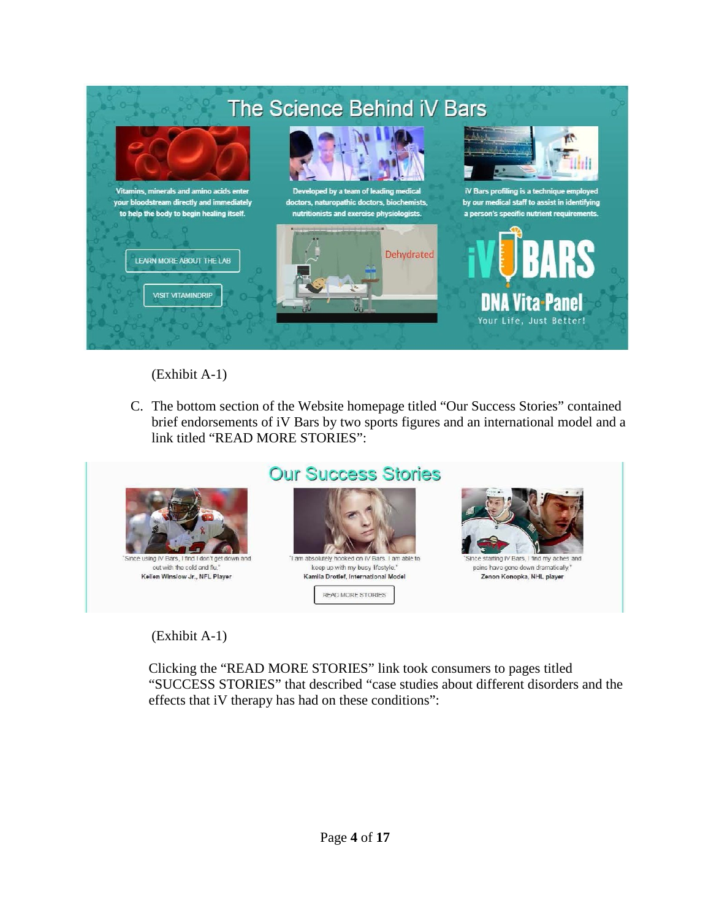(Exhibit A-1)

C. The bottom section of the Website homepage titled "Our Success Stories" contained brief endorsements of iV Bars by two sports figures and an international model and a link titled "READ MORE STORIES":

(Exhibit A-1)

Clicking the "READ MORE STORIES" link took consumers to pages titled "SUCCESS STORIES" that described "case studies about different disorders and the effects that iV therapy has had on these conditions":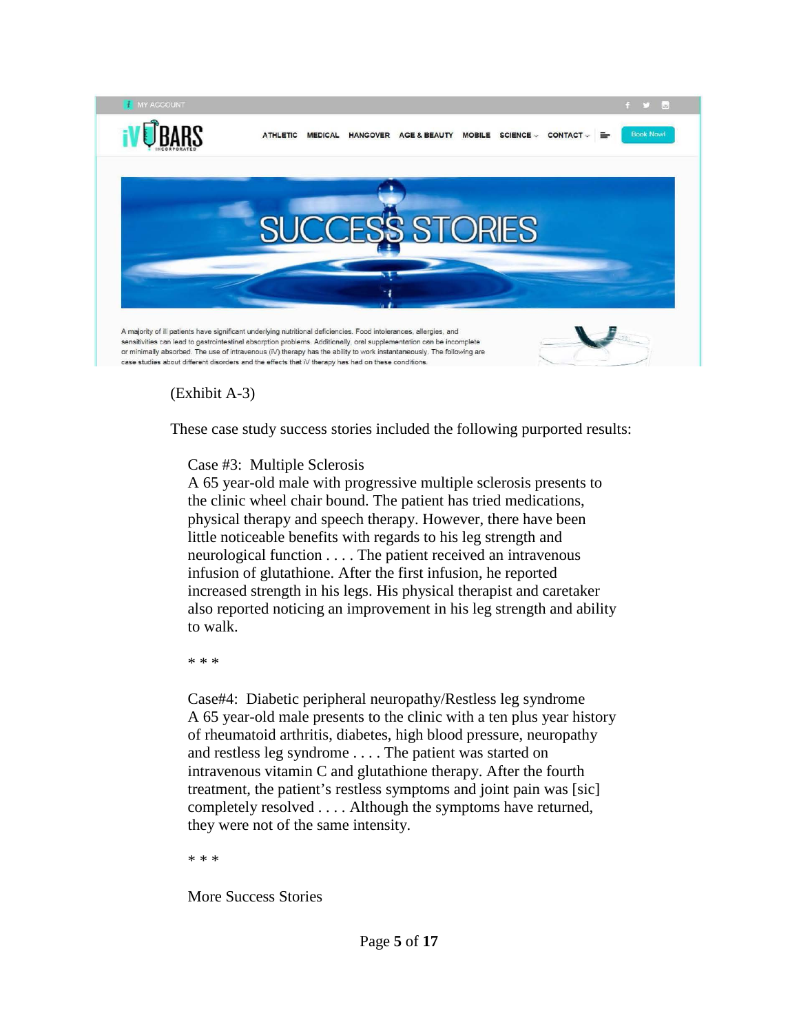MY ACCOUNT

iV BARS INCORPORATED

ATHLETIC MEDICAL HANGOVER AGE & BEAUTY MOBILE SCIENCE CONTACT Book Now!

SUCCESS STORIES

A majority of ill patients have significant underlying nutritional deficiencies. Food intolerances, allergies, and sensitivities can lead to gastrointestinal absorption problems. Additionally, oral supplementation can be incomplete or minimally absorbed. The use of intravenous (iV) therapy has the ability to work instantaneously. The following are case studies about different disorders and the effects that iV therapy has had on these conditions.

(Exhibit A-3)

These case study success stories included the following purported results:

> Case #3: Multiple Sclerosis
> A 65 year-old male with progressive multiple sclerosis presents to the clinic wheel chair bound. The patient has tried medications, physical therapy and speech therapy. However, there have been little noticeable benefits with regards to his leg strength and neurological function . . . . The patient received an intravenous infusion of glutathione. After the first infusion, he reported increased strength in his legs. His physical therapist and caretaker also reported noticing an improvement in his leg strength and ability to walk.
>
> * * *
>
> Case#4: Diabetic peripheral neuropathy/Restless leg syndrome
> A 65 year-old male presents to the clinic with a ten plus year history of rheumatoid arthritis, diabetes, high blood pressure, neuropathy and restless leg syndrome . . . . The patient was started on intravenous vitamin C and glutathione therapy. After the fourth treatment, the patient's restless symptoms and joint pain was [sic] completely resolved . . . . Although the symptoms have returned, they were not of the same intensity.
>
> * * *
>
> More Success Stories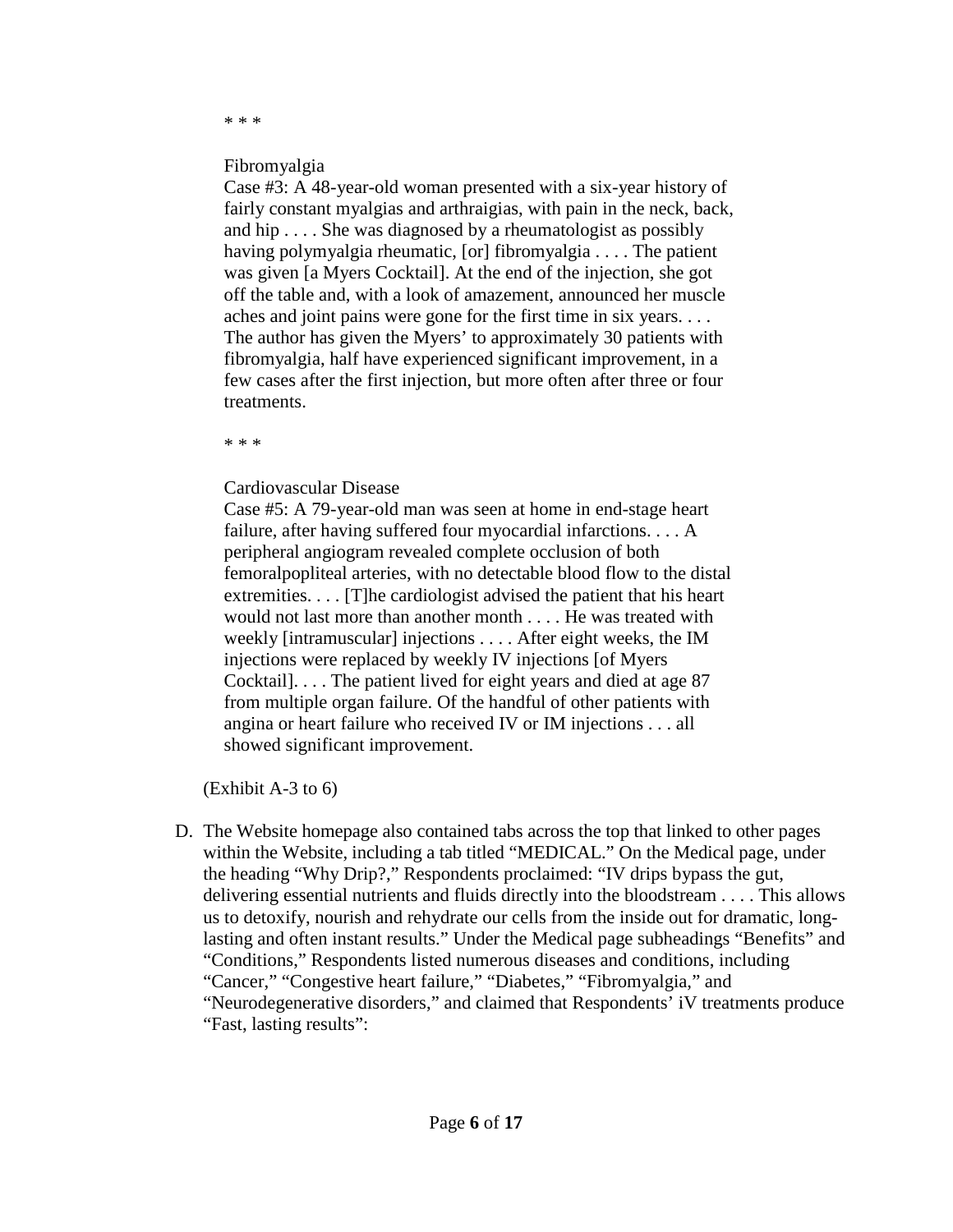> \* \* \*
>
> Fibromyalgia
> Case #3: A 48-year-old woman presented with a six-year history of fairly constant myalgias and arthraigias, with pain in the neck, back, and hip . . . . She was diagnosed by a rheumatologist as possibly having polymyalgia rheumatic, [or] fibromyalgia . . . . The patient was given [a Myers Cocktail]. At the end of the injection, she got off the table and, with a look of amazement, announced her muscle aches and joint pains were gone for the first time in six years. . . . The author has given the Myers' to approximately 30 patients with fibromyalgia, half have experienced significant improvement, in a few cases after the first injection, but more often after three or four treatments.
>
> \* \* \*
>
> Cardiovascular Disease
> Case #5: A 79-year-old man was seen at home in end-stage heart failure, after having suffered four myocardial infarctions. . . . A peripheral angiogram revealed complete occlusion of both femoralpopliteal arteries, with no detectable blood flow to the distal extremities. . . . [T]he cardiologist advised the patient that his heart would not last more than another month . . . . He was treated with weekly [intramuscular] injections . . . . After eight weeks, the IM injections were replaced by weekly IV injections [of Myers Cocktail]. . . . The patient lived for eight years and died at age 87 from multiple organ failure. Of the handful of other patients with angina or heart failure who received IV or IM injections . . . all showed significant improvement.

(Exhibit A-3 to 6)

D. The Website homepage also contained tabs across the top that linked to other pages within the Website, including a tab titled "MEDICAL." On the Medical page, under the heading "Why Drip?," Respondents proclaimed: "IV drips bypass the gut, delivering essential nutrients and fluids directly into the bloodstream . . . . This allows us to detoxify, nourish and rehydrate our cells from the inside out for dramatic, long-lasting and often instant results." Under the Medical page subheadings "Benefits" and "Conditions," Respondents listed numerous diseases and conditions, including "Cancer," "Congestive heart failure," "Diabetes," "Fibromyalgia," and "Neurodegenerative disorders," and claimed that Respondents' iV treatments produce "Fast, lasting results":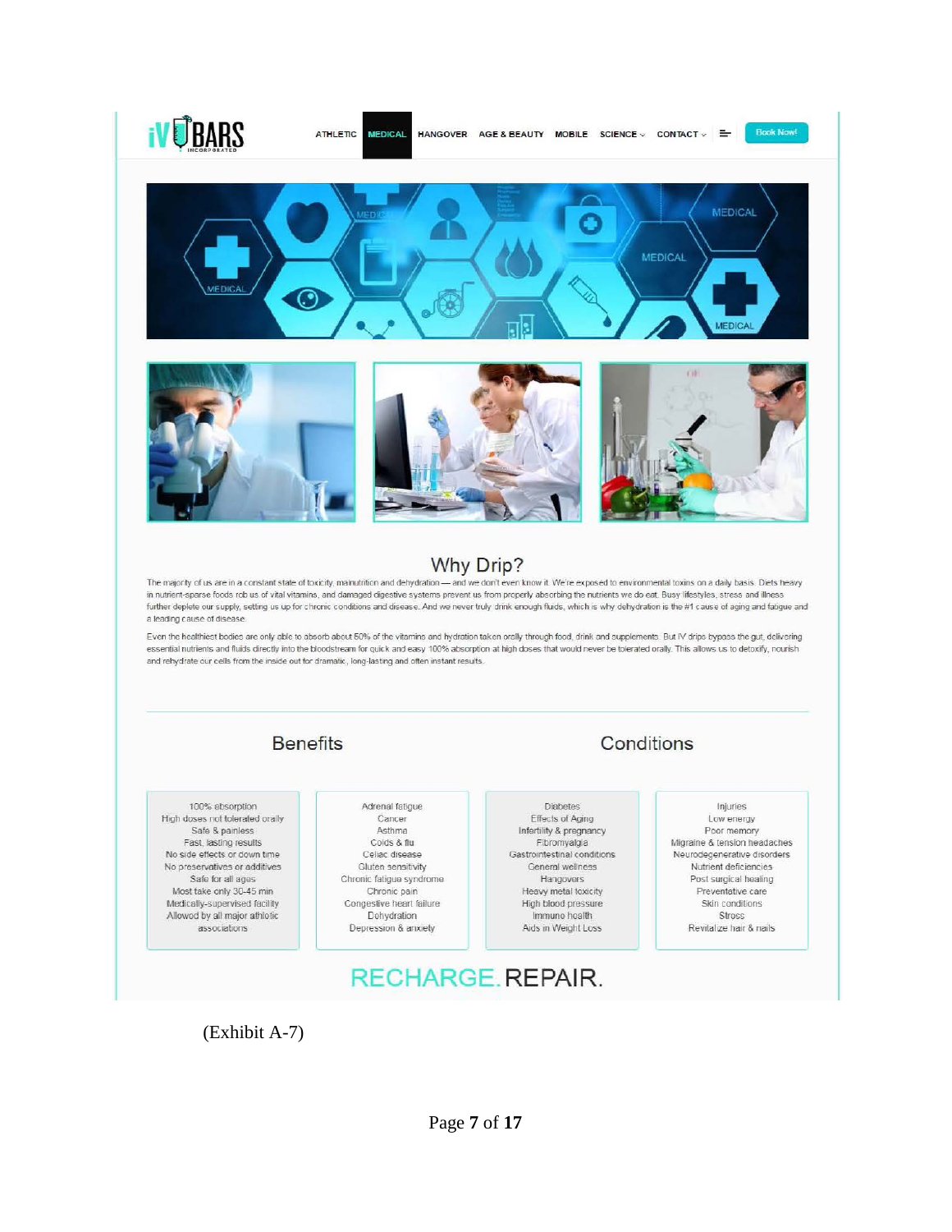iV BARS INCORPORATED

ATHLETIC | MEDICAL | HANGOVER | AGE & BEAUTY | MOBILE | SCIENCE | CONTACT | Book Now!

## Why Drip?

The majority of us are in a constant state of toxicity, malnutrition and dehydration — and we don't even know it. We're exposed to environmental toxins on a daily basis. Diets heavy in nutrient-sparse foods rob us of vital vitamins, and damaged digestive systems prevent us from properly absorbing the nutrients we do eat. Busy lifestyles, stress and illness further deplete our supply, setting us up for chronic conditions and disease. And we never truly drink enough fluids, which is why dehydration is the #1 cause of aging and fatigue and a leading cause of disease.

Even the healthiest bodies are only able to absorb about 50% of the vitamins and hydration taken orally through food, drink and supplements. But IV drips bypass the gut, delivering essential nutrients and fluids directly into the bloodstream for quick and easy 100% absorption at high doses that would never be tolerated orally. This allows us to detoxify, nourish and rehydrate our cells from the inside out for dramatic, long-lasting and often instant results.

## Benefits

- 100% absorption
- High doses not tolerated orally
- Safe & painless
- Fast, lasting results
- No side effects or down time
- No preservatives or additives
- Safe for all ages
- Most take only 30-45 min
- Medically-supervised facility
- Allowed by all major athletic associations

## Conditions

- Adrenal fatigue
- Cancer
- Asthma
- Colds & flu
- Celiac disease
- Gluten sensitivity
- Chronic fatigue syndrome
- Chronic pain
- Congestive heart failure
- Dehydration
- Depression & anxiety
- Diabetes
- Effects of Aging
- Infertility & pregnancy
- Fibromyalgia
- Gastrointestinal conditions
- General wellness
- Hangovers
- Heavy metal toxicity
- High blood pressure
- Immune health
- Aids in Weight Loss
- Injuries
- Low energy
- Poor memory
- Migraine & tension headaches
- Neurodegenerative disorders
- Nutrient deficiencies
- Post surgical healing
- Preventative care
- Skin conditions
- Stress
- Revitalize hair & nails

RECHARGE. REPAIR.

(Exhibit A-7)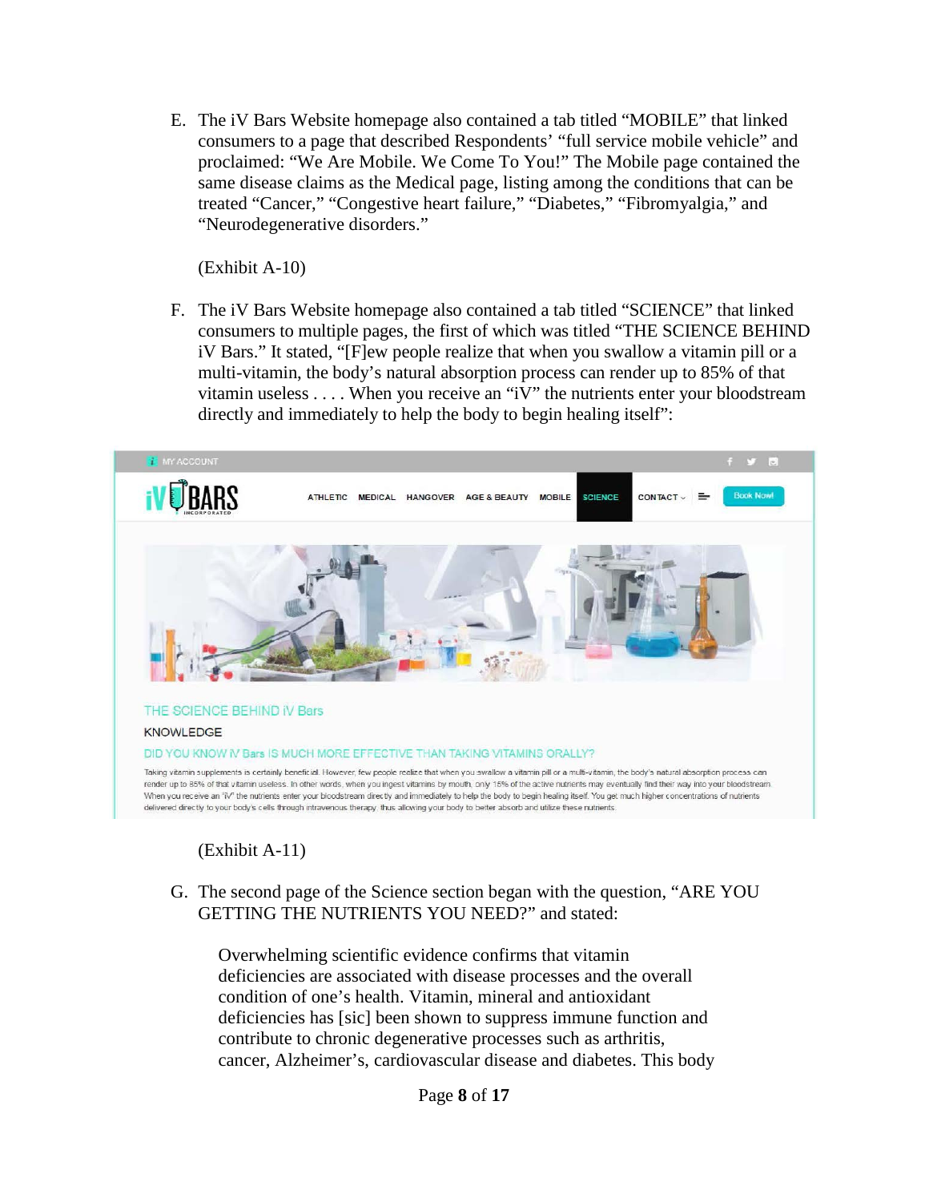E. The iV Bars Website homepage also contained a tab titled "MOBILE" that linked consumers to a page that described Respondents' "full service mobile vehicle" and proclaimed: "We Are Mobile. We Come To You!" The Mobile page contained the same disease claims as the Medical page, listing among the conditions that can be treated "Cancer," "Congestive heart failure," "Diabetes," "Fibromyalgia," and "Neurodegenerative disorders."

(Exhibit A-10)

F. The iV Bars Website homepage also contained a tab titled "SCIENCE" that linked consumers to multiple pages, the first of which was titled "THE SCIENCE BEHIND iV Bars." It stated, "[F]ew people realize that when you swallow a vitamin pill or a multi-vitamin, the body's natural absorption process can render up to 85% of that vitamin useless . . . . When you receive an "iV" the nutrients enter your bloodstream directly and immediately to help the body to begin healing itself":

MY ACCOUNT

iV BARS INCORPORATED | ATHLETIC | MEDICAL | HANGOVER | AGE & BEAUTY | MOBILE | SCIENCE | CONTACT | Book Now!

THE SCIENCE BEHIND iV Bars

KNOWLEDGE

DID YOU KNOW iV Bars IS MUCH MORE EFFECTIVE THAN TAKING VITAMINS ORALLY?

Taking vitamin supplements is certainly beneficial. However, few people realize that when you swallow a vitamin pill or a multi-vitamin, the body's natural absorption process can render up to 85% of that vitamin useless. In other words, when you ingest vitamins by mouth, only 15% of the active nutrients may eventually find their way into your bloodstream. When you receive an "iV" the nutrients enter your bloodstream directly and immediately to help the body to begin healing itself. You get much higher concentrations of nutrients delivered directly to your body's cells through intravenous therapy, thus allowing your body to better absorb and utilize these nutrients.

(Exhibit A-11)

G. The second page of the Science section began with the question, "ARE YOU GETTING THE NUTRIENTS YOU NEED?" and stated:

> Overwhelming scientific evidence confirms that vitamin deficiencies are associated with disease processes and the overall condition of one's health. Vitamin, mineral and antioxidant deficiencies has [sic] been shown to suppress immune function and contribute to chronic degenerative processes such as arthritis, cancer, Alzheimer's, cardiovascular disease and diabetes. This body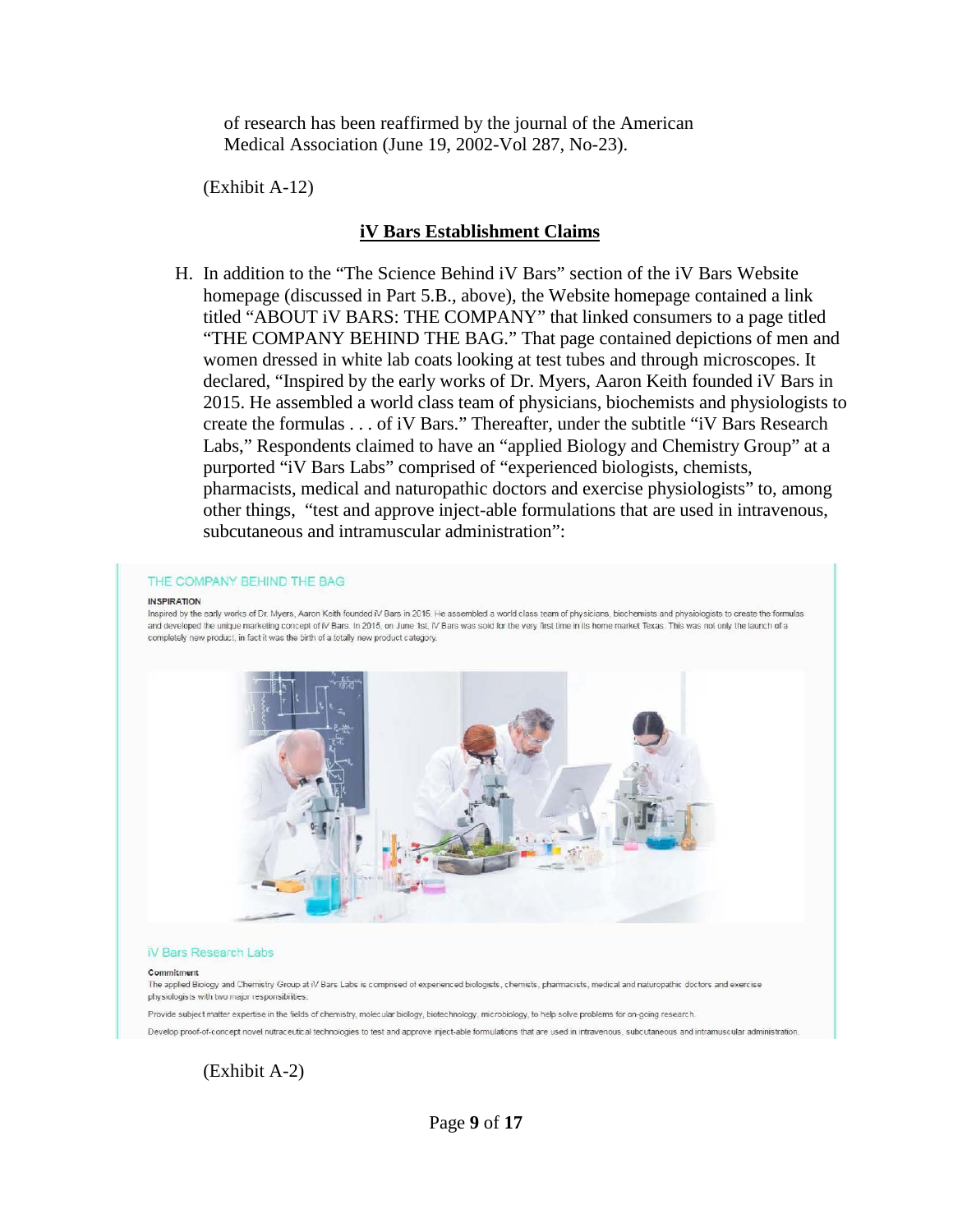of research has been reaffirmed by the journal of the American Medical Association (June 19, 2002-Vol 287, No-23).

(Exhibit A-12)

## iV Bars Establishment Claims

H. In addition to the "The Science Behind iV Bars" section of the iV Bars Website homepage (discussed in Part 5.B., above), the Website homepage contained a link titled "ABOUT iV BARS: THE COMPANY" that linked consumers to a page titled "THE COMPANY BEHIND THE BAG." That page contained depictions of men and women dressed in white lab coats looking at test tubes and through microscopes. It declared, "Inspired by the early works of Dr. Myers, Aaron Keith founded iV Bars in 2015. He assembled a world class team of physicians, biochemists and physiologists to create the formulas . . . of iV Bars." Thereafter, under the subtitle "iV Bars Research Labs," Respondents claimed to have an "applied Biology and Chemistry Group" at a purported "iV Bars Labs" comprised of "experienced biologists, chemists, pharmacists, medical and naturopathic doctors and exercise physiologists" to, among other things, "test and approve inject-able formulations that are used in intravenous, subcutaneous and intramuscular administration":

THE COMPANY BEHIND THE BAG

INSPIRATION

Inspired by the early works of Dr. Myers, Aaron Keith founded iV Bars in 2015. He assembled a world class team of physicians, biochemists and physiologists to create the formulas and developed the unique marketing concept of iV Bars. In 2015, on June 1st, iV Bars was sold for the very first time in its home market Texas. This was not only the launch of a completely new product, in fact it was the birth of a totally new product category.

iV Bars Research Labs

Commitment

The applied Biology and Chemistry Group at iV Bars Labs is comprised of experienced biologists, chemists, pharmacists, medical and naturopathic doctors and exercise physiologists with two major responsibilities:

Provide subject matter expertise in the fields of chemistry, molecular biology, biotechnology, microbiology, to help solve problems for on-going research.

Develop proof-of-concept novel nutraceutical technologies to test and approve inject-able formulations that are used in intravenous, subcutaneous and intramuscular administration.

(Exhibit A-2)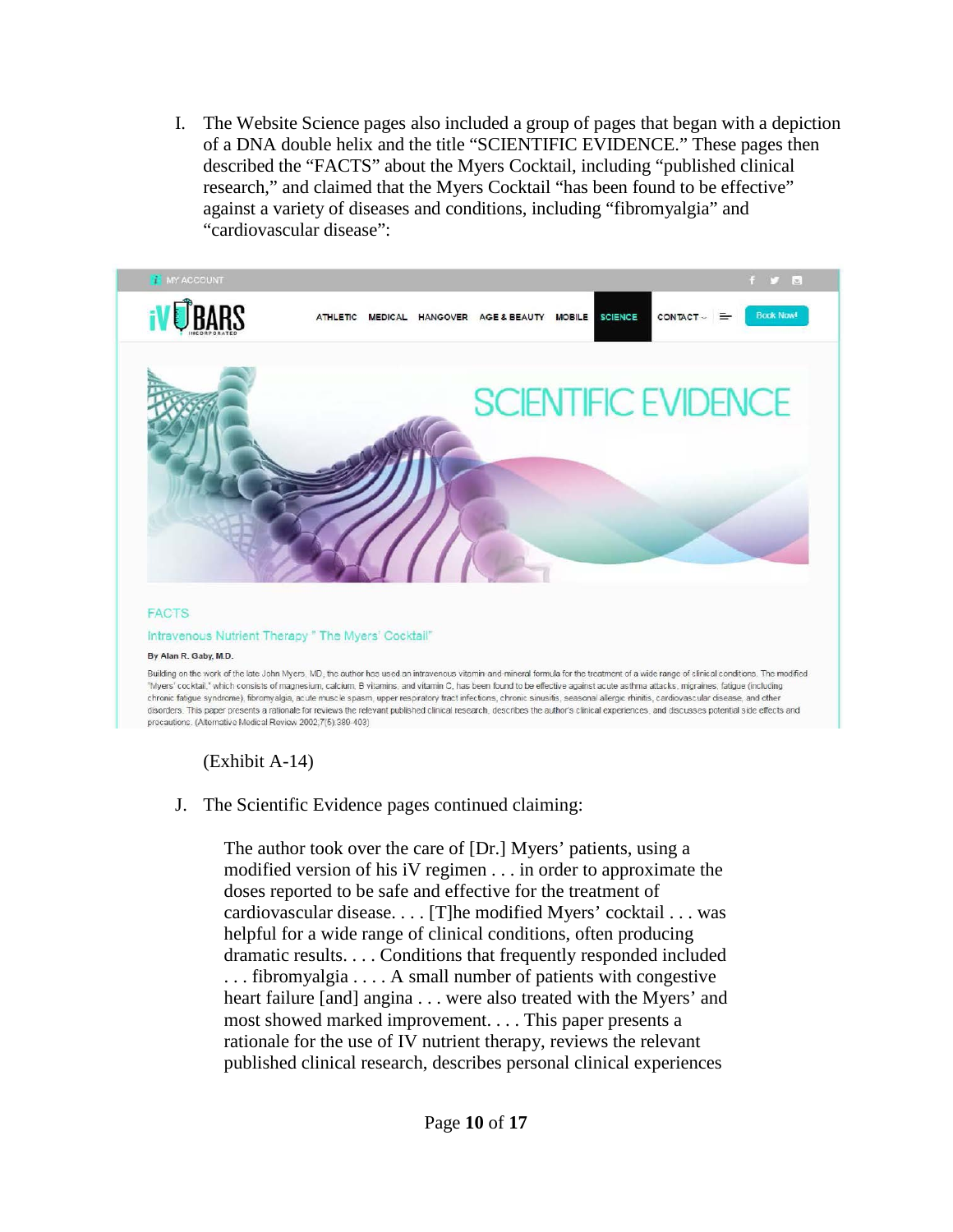I. The Website Science pages also included a group of pages that began with a depiction of a DNA double helix and the title "SCIENTIFIC EVIDENCE." These pages then described the "FACTS" about the Myers Cocktail, including "published clinical research," and claimed that the Myers Cocktail "has been found to be effective" against a variety of diseases and conditions, including "fibromyalgia" and "cardiovascular disease":

MY ACCOUNT

iV BARS INCORPORATED

ATHLETIC MEDICAL HANGOVER AGE & BEAUTY MOBILE SCIENCE CONTACT Book Now!

SCIENTIFIC EVIDENCE

FACTS

Intravenous Nutrient Therapy " The Myers' Cocktail"

**By Alan R. Gaby, M.D.**

Building on the work of the late John Myers, MD, the author has used an intravenous vitamin-and-mineral formula for the treatment of a wide range of clinical conditions. The modified "Myers' cocktail," which consists of magnesium, calcium, B vitamins, and vitamin C, has been found to be effective against acute asthma attacks, migraines, fatigue (including chronic fatigue syndrome), fibromyalgia, acute muscle spasm, upper respiratory tract infections, chronic sinusitis, seasonal allergic rhinitis, cardiovascular disease, and other disorders. This paper presents a rationale for reviews the relevant published clinical research, describes the author's clinical experiences, and discusses potential side effects and precautions. (Alternative Medical Review 2002;7(5):389-403)

(Exhibit A-14)

J. The Scientific Evidence pages continued claiming:

> The author took over the care of [Dr.] Myers' patients, using a modified version of his iV regimen . . . in order to approximate the doses reported to be safe and effective for the treatment of cardiovascular disease. . . . [T]he modified Myers' cocktail . . . was helpful for a wide range of clinical conditions, often producing dramatic results. . . . Conditions that frequently responded included . . . fibromyalgia . . . . A small number of patients with congestive heart failure [and] angina . . . were also treated with the Myers' and most showed marked improvement. . . . This paper presents a rationale for the use of IV nutrient therapy, reviews the relevant published clinical research, describes personal clinical experiences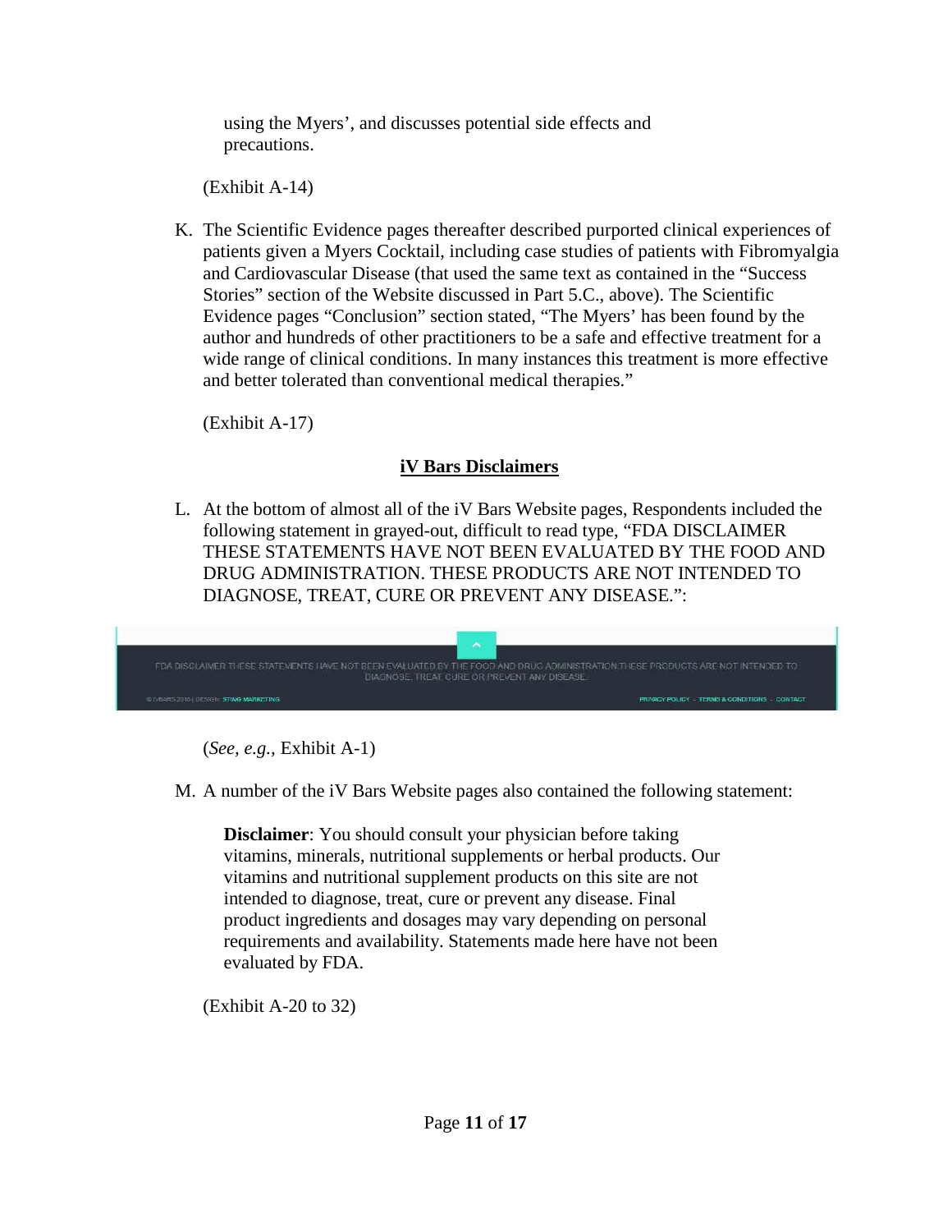using the Myers', and discusses potential side effects and precautions.

(Exhibit A-14)

K. The Scientific Evidence pages thereafter described purported clinical experiences of patients given a Myers Cocktail, including case studies of patients with Fibromyalgia and Cardiovascular Disease (that used the same text as contained in the "Success Stories" section of the Website discussed in Part 5.C., above). The Scientific Evidence pages "Conclusion" section stated, "The Myers' has been found by the author and hundreds of other practitioners to be a safe and effective treatment for a wide range of clinical conditions. In many instances this treatment is more effective and better tolerated than conventional medical therapies."

(Exhibit A-17)

**<u>iV Bars Disclaimers</u>**

L. At the bottom of almost all of the iV Bars Website pages, Respondents included the following statement in grayed-out, difficult to read type, "FDA DISCLAIMER THESE STATEMENTS HAVE NOT BEEN EVALUATED BY THE FOOD AND DRUG ADMINISTRATION. THESE PRODUCTS ARE NOT INTENDED TO DIAGNOSE, TREAT, CURE OR PREVENT ANY DISEASE.":

(*See, e.g.,* Exhibit A-1)

M. A number of the iV Bars Website pages also contained the following statement:

**Disclaimer**: You should consult your physician before taking vitamins, minerals, nutritional supplements or herbal products. Our vitamins and nutritional supplement products on this site are not intended to diagnose, treat, cure or prevent any disease. Final product ingredients and dosages may vary depending on personal requirements and availability. Statements made here have not been evaluated by FDA.

(Exhibit A-20 to 32)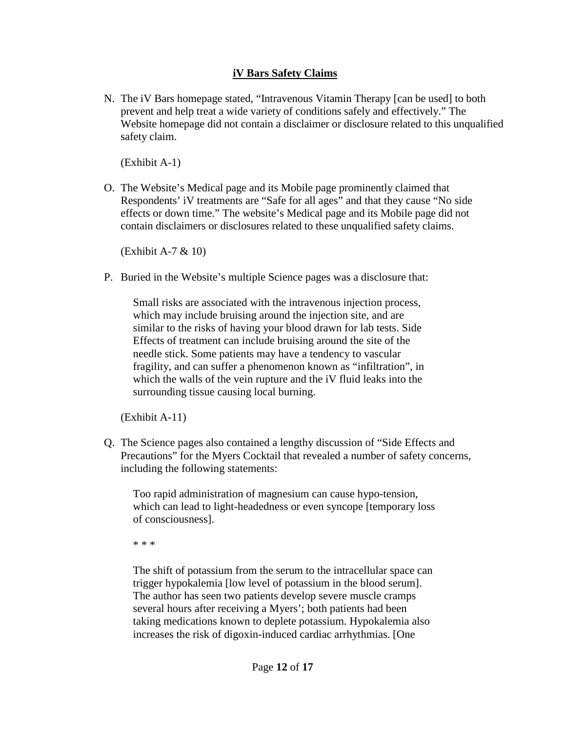## iV Bars Safety Claims

N. The iV Bars homepage stated, "Intravenous Vitamin Therapy [can be used] to both prevent and help treat a wide variety of conditions safely and effectively." The Website homepage did not contain a disclaimer or disclosure related to this unqualified safety claim.

   (Exhibit A-1)

O. The Website's Medical page and its Mobile page prominently claimed that Respondents' iV treatments are "Safe for all ages" and that they cause "No side effects or down time." The website's Medical page and its Mobile page did not contain disclaimers or disclosures related to these unqualified safety claims.

   (Exhibit A-7 & 10)

P. Buried in the Website's multiple Science pages was a disclosure that:

   > Small risks are associated with the intravenous injection process, which may include bruising around the injection site, and are similar to the risks of having your blood drawn for lab tests. Side Effects of treatment can include bruising around the site of the needle stick. Some patients may have a tendency to vascular fragility, and can suffer a phenomenon known as "infiltration", in which the walls of the vein rupture and the iV fluid leaks into the surrounding tissue causing local burning.

   (Exhibit A-11)

Q. The Science pages also contained a lengthy discussion of "Side Effects and Precautions" for the Myers Cocktail that revealed a number of safety concerns, including the following statements:

   > Too rapid administration of magnesium can cause hypo-tension, which can lead to light-headedness or even syncope [temporary loss of consciousness].
   >
   > * * *
   >
   > The shift of potassium from the serum to the intracellular space can trigger hypokalemia [low level of potassium in the blood serum]. The author has seen two patients develop severe muscle cramps several hours after receiving a Myers'; both patients had been taking medications known to deplete potassium. Hypokalemia also increases the risk of digoxin-induced cardiac arrhythmias. [One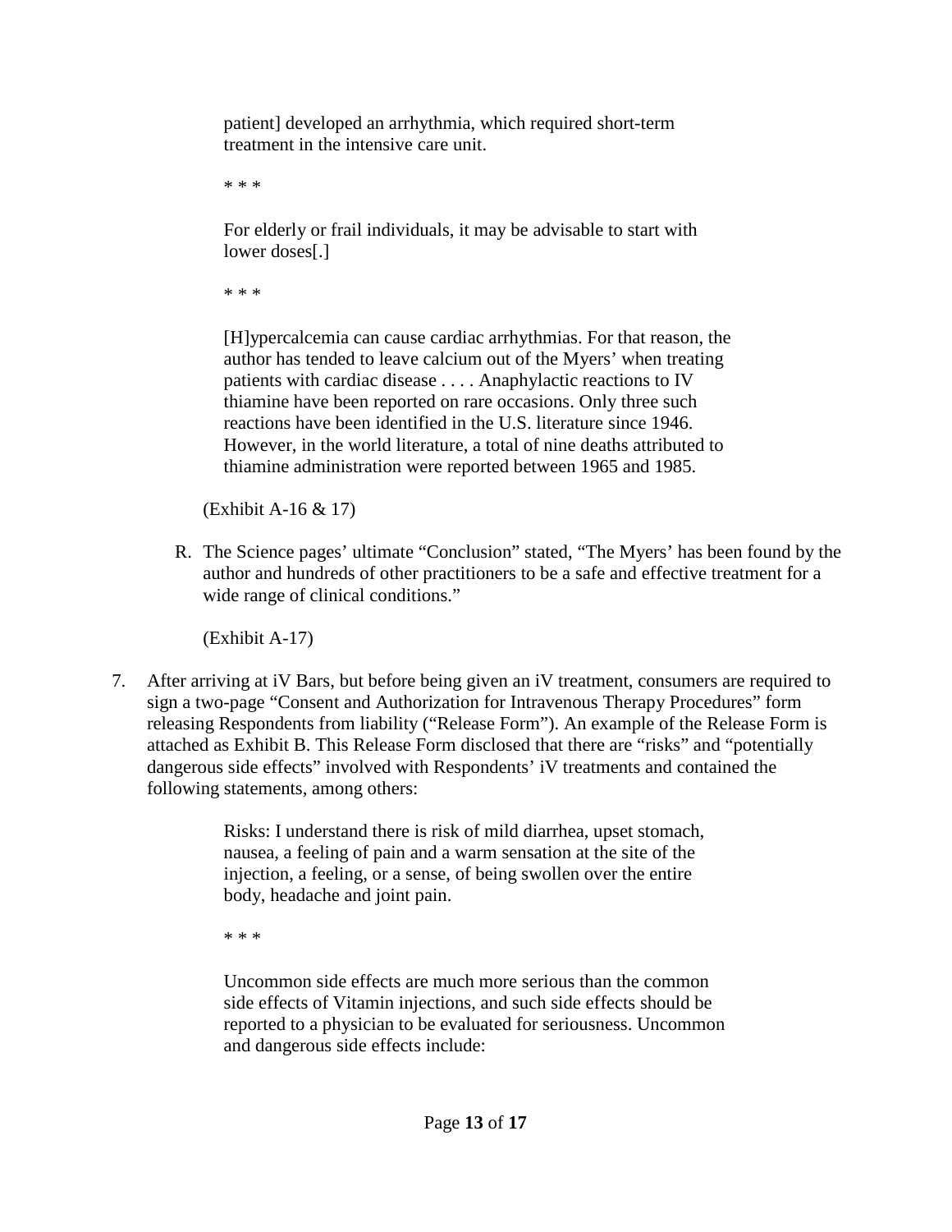> patient] developed an arrhythmia, which required short-term treatment in the intensive care unit.
>
> * * *
>
> For elderly or frail individuals, it may be advisable to start with lower doses[.]
>
> * * *
>
> [H]ypercalcemia can cause cardiac arrhythmias. For that reason, the author has tended to leave calcium out of the Myers' when treating patients with cardiac disease . . . . Anaphylactic reactions to IV thiamine have been reported on rare occasions. Only three such reactions have been identified in the U.S. literature since 1946. However, in the world literature, a total of nine deaths attributed to thiamine administration were reported between 1965 and 1985.

(Exhibit A-16 & 17)

R. The Science pages' ultimate "Conclusion" stated, "The Myers' has been found by the author and hundreds of other practitioners to be a safe and effective treatment for a wide range of clinical conditions."

   (Exhibit A-17)

7. After arriving at iV Bars, but before being given an iV treatment, consumers are required to sign a two-page "Consent and Authorization for Intravenous Therapy Procedures" form releasing Respondents from liability ("Release Form"). An example of the Release Form is attached as Exhibit B. This Release Form disclosed that there are "risks" and "potentially dangerous side effects" involved with Respondents' iV treatments and contained the following statements, among others:

> Risks: I understand there is risk of mild diarrhea, upset stomach, nausea, a feeling of pain and a warm sensation at the site of the injection, a feeling, or a sense, of being swollen over the entire body, headache and joint pain.
>
> * * *
>
> Uncommon side effects are much more serious than the common side effects of Vitamin injections, and such side effects should be reported to a physician to be evaluated for seriousness. Uncommon and dangerous side effects include: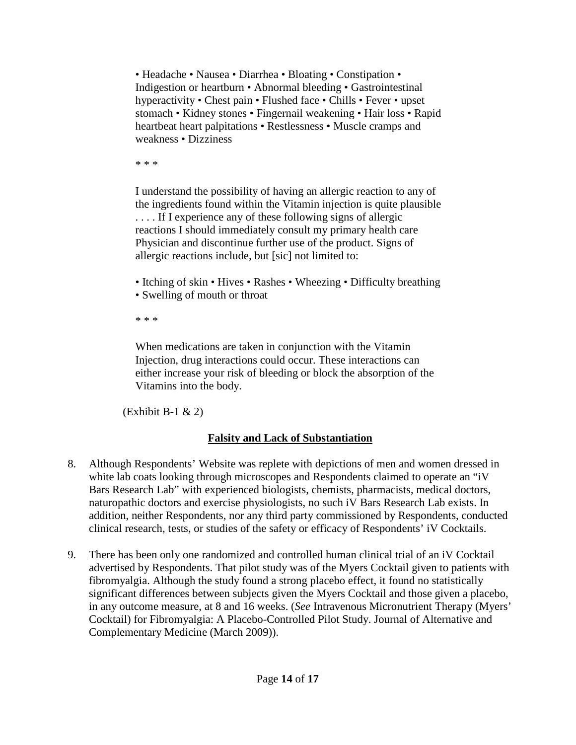> • Headache • Nausea • Diarrhea • Bloating • Constipation • Indigestion or heartburn • Abnormal bleeding • Gastrointestinal hyperactivity • Chest pain • Flushed face • Chills • Fever • upset stomach • Kidney stones • Fingernail weakening • Hair loss • Rapid heartbeat heart palpitations • Restlessness • Muscle cramps and weakness • Dizziness
>
> \* \* \*
>
> I understand the possibility of having an allergic reaction to any of the ingredients found within the Vitamin injection is quite plausible . . . . If I experience any of these following signs of allergic reactions I should immediately consult my primary health care Physician and discontinue further use of the product. Signs of allergic reactions include, but [sic] not limited to:
>
> • Itching of skin • Hives • Rashes • Wheezing • Difficulty breathing • Swelling of mouth or throat
>
> \* \* \*
>
> When medications are taken in conjunction with the Vitamin Injection, drug interactions could occur. These interactions can either increase your risk of bleeding or block the absorption of the Vitamins into the body.

(Exhibit B-1 & 2)

**<u>Falsity and Lack of Substantiation</u>**

8. Although Respondents' Website was replete with depictions of men and women dressed in white lab coats looking through microscopes and Respondents claimed to operate an "iV Bars Research Lab" with experienced biologists, chemists, pharmacists, medical doctors, naturopathic doctors and exercise physiologists, no such iV Bars Research Lab exists. In addition, neither Respondents, nor any third party commissioned by Respondents, conducted clinical research, tests, or studies of the safety or efficacy of Respondents' iV Cocktails.

9. There has been only one randomized and controlled human clinical trial of an iV Cocktail advertised by Respondents. That pilot study was of the Myers Cocktail given to patients with fibromyalgia. Although the study found a strong placebo effect, it found no statistically significant differences between subjects given the Myers Cocktail and those given a placebo, in any outcome measure, at 8 and 16 weeks. (*See* Intravenous Micronutrient Therapy (Myers' Cocktail) for Fibromyalgia: A Placebo-Controlled Pilot Study. Journal of Alternative and Complementary Medicine (March 2009)).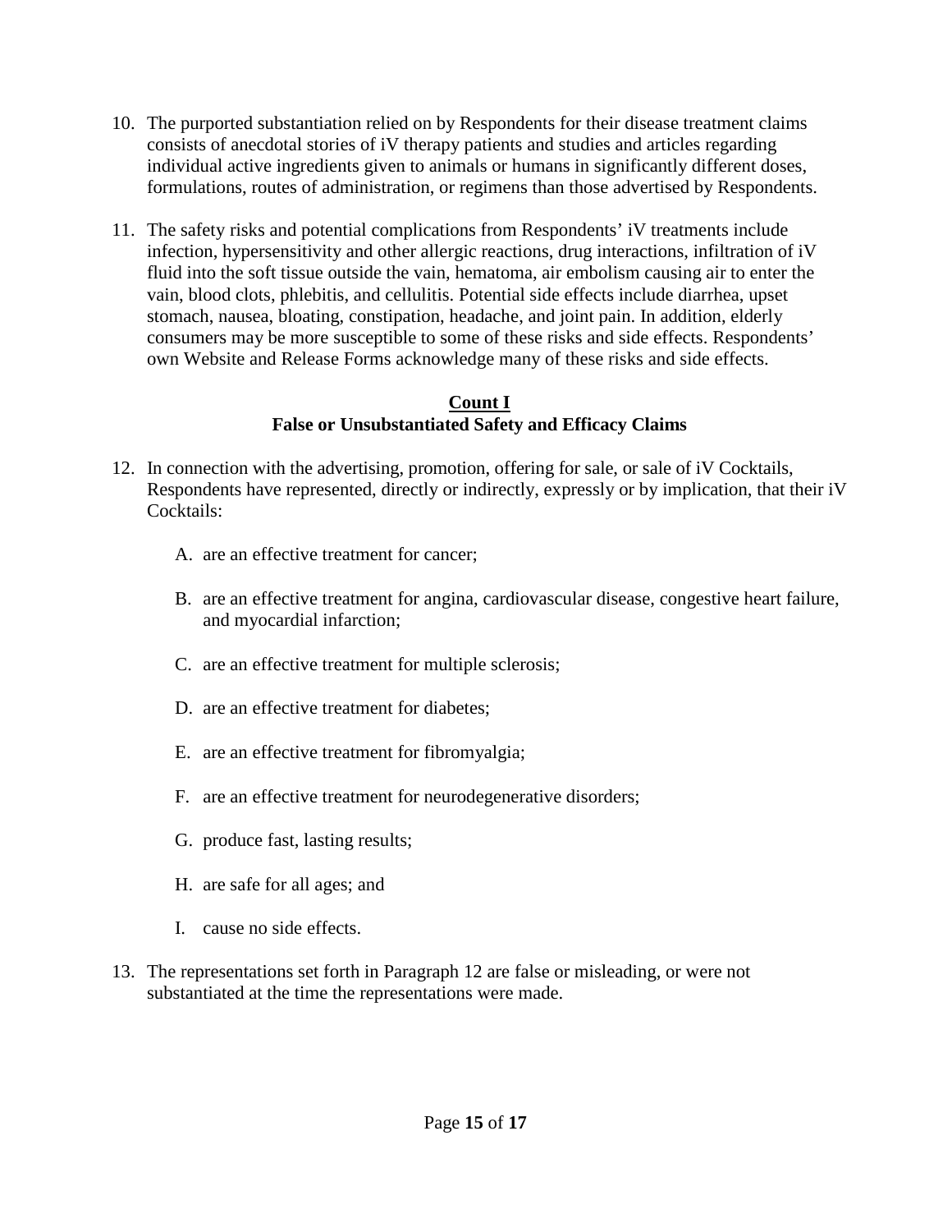10. The purported substantiation relied on by Respondents for their disease treatment claims consists of anecdotal stories of iV therapy patients and studies and articles regarding individual active ingredients given to animals or humans in significantly different doses, formulations, routes of administration, or regimens than those advertised by Respondents.

11. The safety risks and potential complications from Respondents' iV treatments include infection, hypersensitivity and other allergic reactions, drug interactions, infiltration of iV fluid into the soft tissue outside the vain, hematoma, air embolism causing air to enter the vain, blood clots, phlebitis, and cellulitis. Potential side effects include diarrhea, upset stomach, nausea, bloating, constipation, headache, and joint pain. In addition, elderly consumers may be more susceptible to some of these risks and side effects. Respondents' own Website and Release Forms acknowledge many of these risks and side effects.

<u>**Count I**</u>
**False or Unsubstantiated Safety and Efficacy Claims**

12. In connection with the advertising, promotion, offering for sale, or sale of iV Cocktails, Respondents have represented, directly or indirectly, expressly or by implication, that their iV Cocktails:

    A. are an effective treatment for cancer;

    B. are an effective treatment for angina, cardiovascular disease, congestive heart failure, and myocardial infarction;

    C. are an effective treatment for multiple sclerosis;

    D. are an effective treatment for diabetes;

    E. are an effective treatment for fibromyalgia;

    F. are an effective treatment for neurodegenerative disorders;

    G. produce fast, lasting results;

    H. are safe for all ages; and

    I. cause no side effects.

13. The representations set forth in Paragraph 12 are false or misleading, or were not substantiated at the time the representations were made.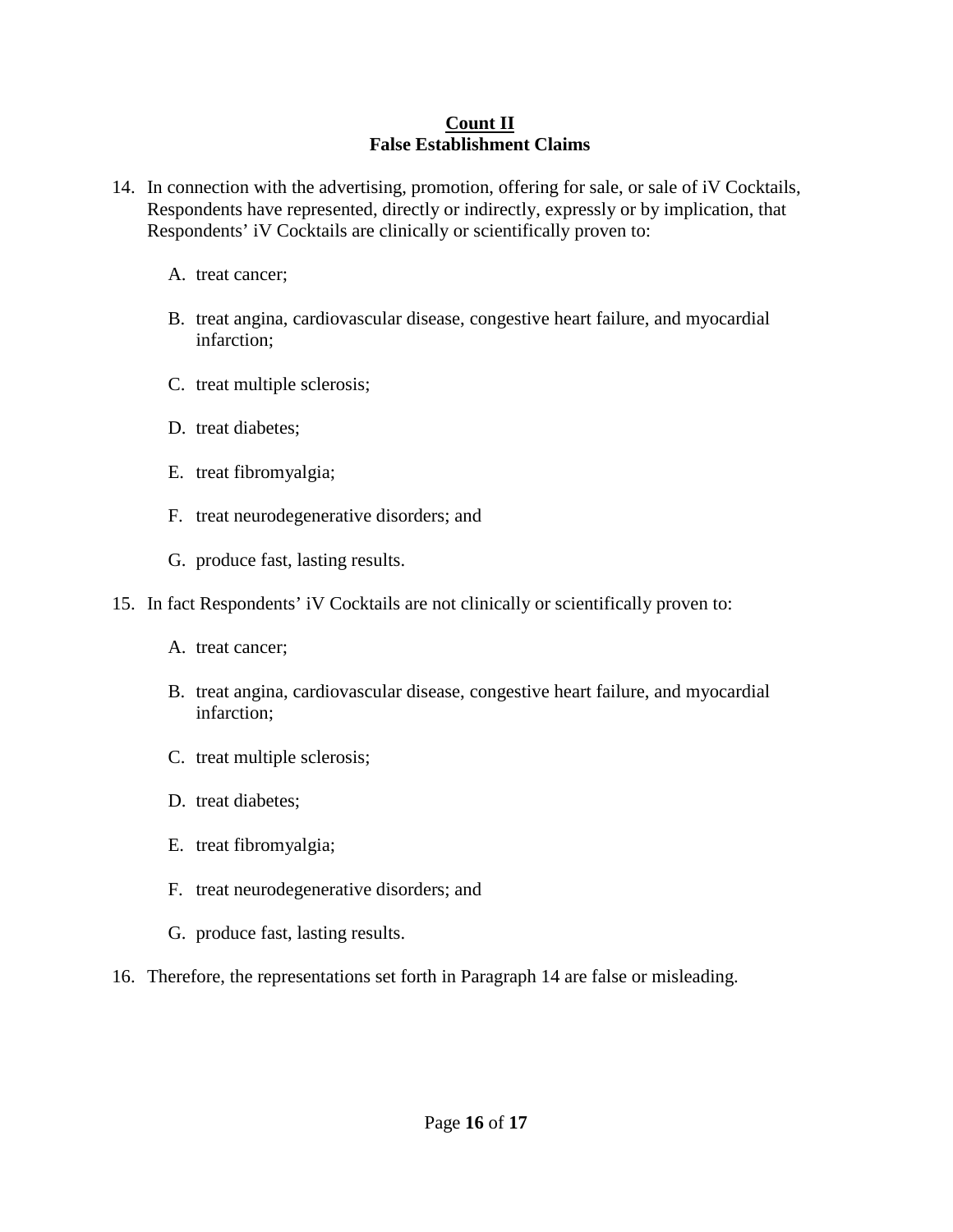**<u>Count II</u>**
**False Establishment Claims**

14. In connection with the advertising, promotion, offering for sale, or sale of iV Cocktails, Respondents have represented, directly or indirectly, expressly or by implication, that Respondents' iV Cocktails are clinically or scientifically proven to:

    A. treat cancer;

    B. treat angina, cardiovascular disease, congestive heart failure, and myocardial infarction;

    C. treat multiple sclerosis;

    D. treat diabetes;

    E. treat fibromyalgia;

    F. treat neurodegenerative disorders; and

    G. produce fast, lasting results.

15. In fact Respondents' iV Cocktails are not clinically or scientifically proven to:

    A. treat cancer;

    B. treat angina, cardiovascular disease, congestive heart failure, and myocardial infarction;

    C. treat multiple sclerosis;

    D. treat diabetes;

    E. treat fibromyalgia;

    F. treat neurodegenerative disorders; and

    G. produce fast, lasting results.

16. Therefore, the representations set forth in Paragraph 14 are false or misleading.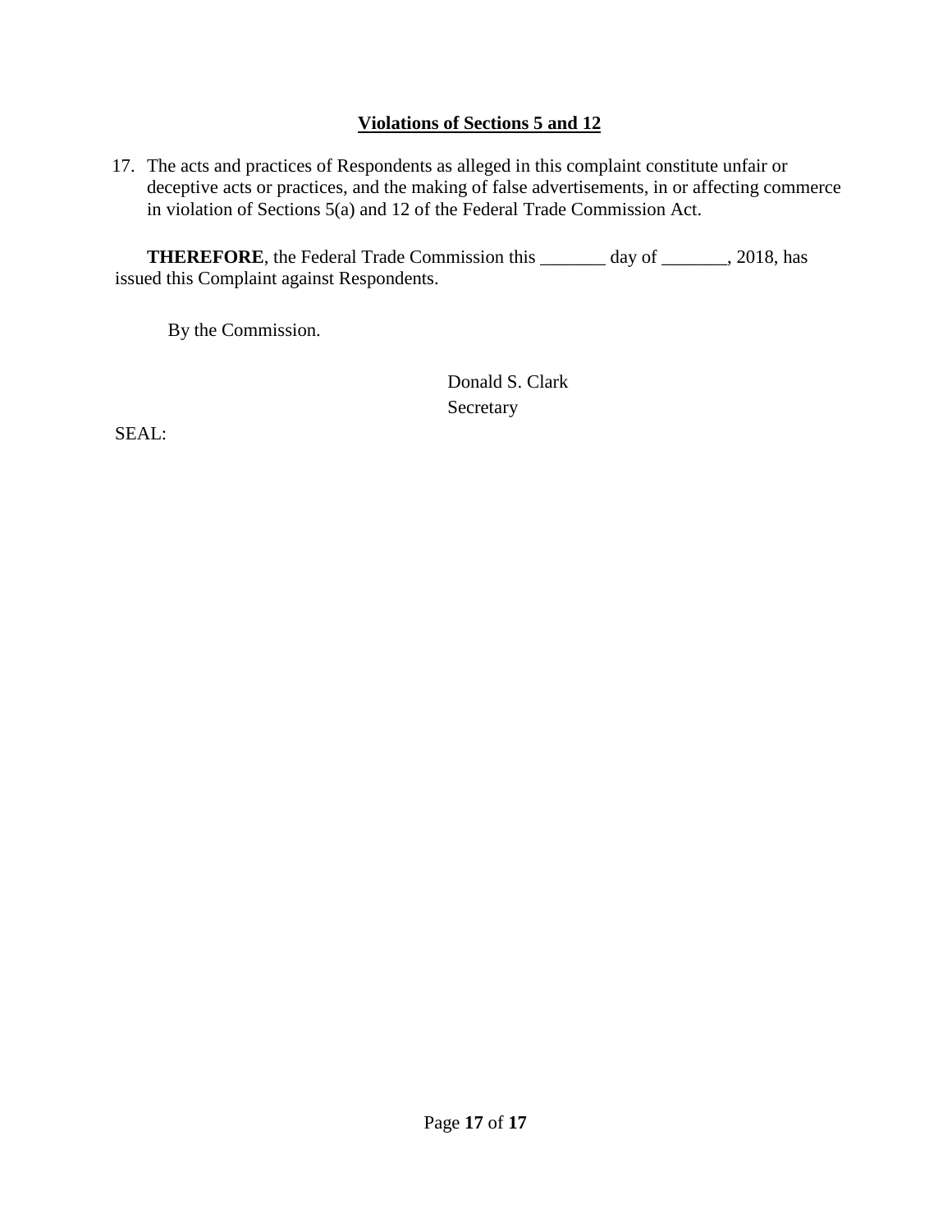## **Violations of Sections 5 and 12**

17. The acts and practices of Respondents as alleged in this complaint constitute unfair or deceptive acts or practices, and the making of false advertisements, in or affecting commerce in violation of Sections 5(a) and 12 of the Federal Trade Commission Act.

**THEREFORE**, the Federal Trade Commission this _______ day of _______, 2018, has issued this Complaint against Respondents.

By the Commission.

Donald S. Clark
Secretary

SEAL: